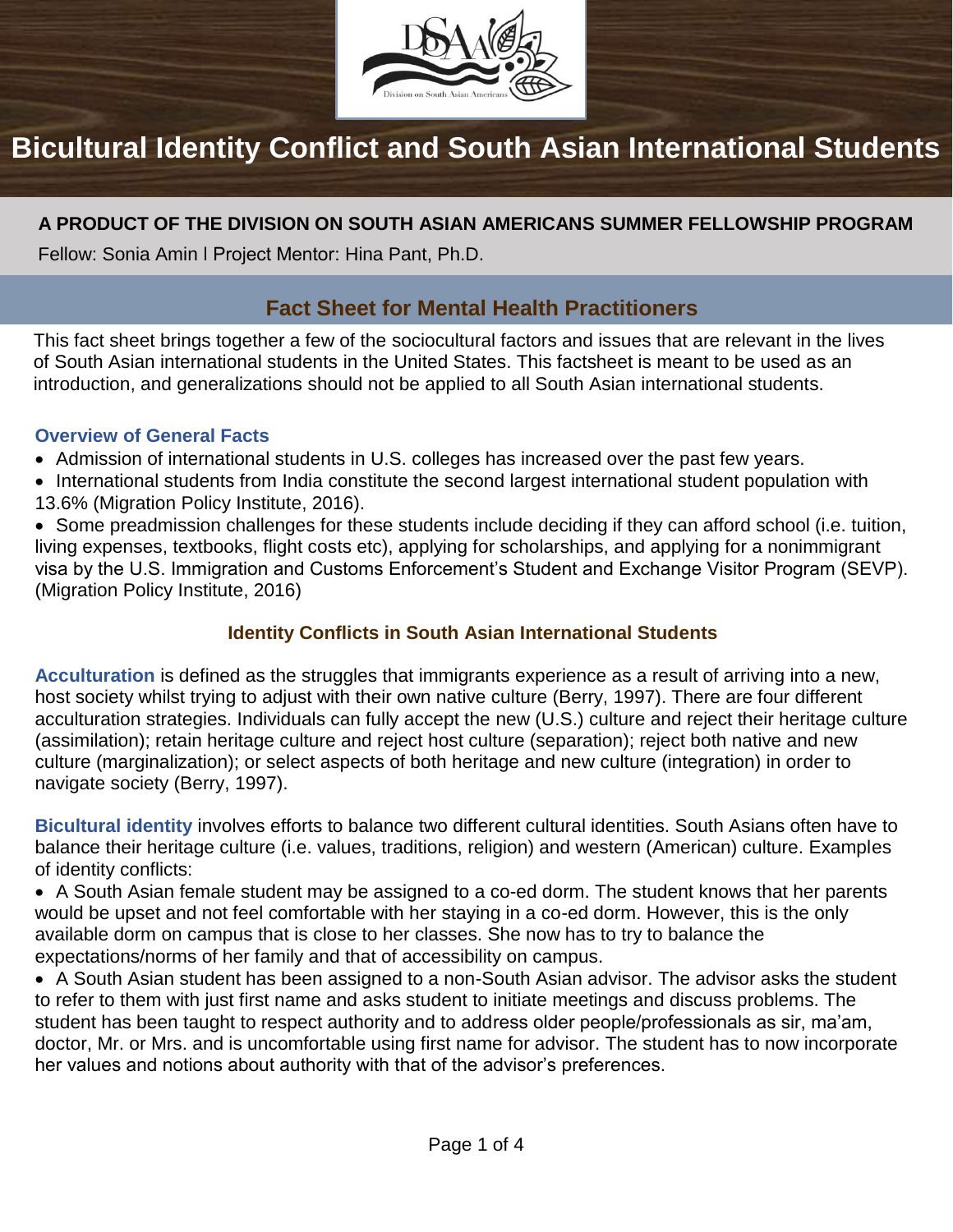# Bicultural Identity Conflict and South Asian International Students

**A PRODUCT OF THE DIVISION ON SOUTH ASIAN AMERICANS SUMMER FELLOWSHIP PROGRAM**

Fellow: Sonia Amin l Project Mentor: Hina Pant, Ph.D.

## Fact Sheet for Mental Health Practitioners

This fact sheet brings together a few of the sociocultural factors and issues that are relevant in the lives of South Asian international students in the United States. This factsheet is meant to be used as an introduction, and generalizations should not be applied to all South Asian international students.

### Overview of General Facts

- Admission of international students in U.S. colleges has increased over the past few years.
- International students from India constitute the second largest international student population with 13.6% (Migration Policy Institute, 2016).
- Some preadmission challenges for these students include deciding if they can afford school (i.e. tuition, living expenses, textbooks, flight costs etc), applying for scholarships, and applying for a nonimmigrant visa by the U.S. Immigration and Customs Enforcement's Student and Exchange Visitor Program (SEVP). (Migration Policy Institute, 2016)

### Identity Conflicts in South Asian International Students

**Acculturation** is defined as the struggles that immigrants experience as a result of arriving into a new, host society whilst trying to adjust with their own native culture (Berry, 1997). There are four different acculturation strategies. Individuals can fully accept the new (U.S.) culture and reject their heritage culture (assimilation); retain heritage culture and reject host culture (separation); reject both native and new culture (marginalization); or select aspects of both heritage and new culture (integration) in order to navigate society (Berry, 1997).

**Bicultural identity** involves efforts to balance two different cultural identities. South Asians often have to balance their heritage culture (i.e. values, traditions, religion) and western (American) culture. Examples of identity conflicts:

- A South Asian female student may be assigned to a co-ed dorm. The student knows that her parents would be upset and not feel comfortable with her staying in a co-ed dorm. However, this is the only available dorm on campus that is close to her classes. She now has to try to balance the expectations/norms of her family and that of accessibility on campus.
- A South Asian student has been assigned to a non-South Asian advisor. The advisor asks the student to refer to them with just first name and asks student to initiate meetings and discuss problems. The student has been taught to respect authority and to address older people/professionals as sir, ma'am, doctor, Mr. or Mrs. and is uncomfortable using first name for advisor. The student has to now incorporate her values and notions about authority with that of the advisor's preferences.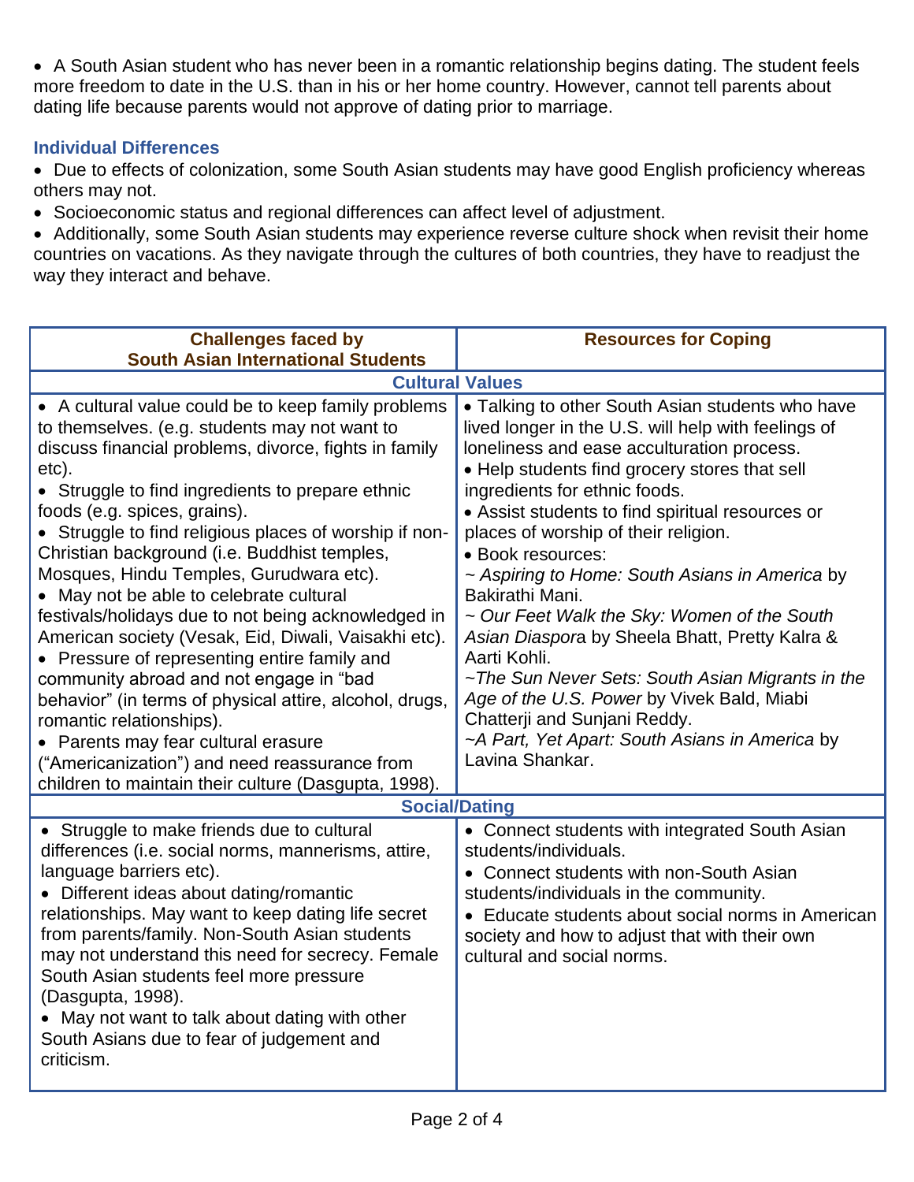- A South Asian student who has never been in a romantic relationship begins dating. The student feels more freedom to date in the U.S. than in his or her home country. However, cannot tell parents about dating life because parents would not approve of dating prior to marriage.

### Individual Differences

- Due to effects of colonization, some South Asian students may have good English proficiency whereas others may not.
- Socioeconomic status and regional differences can affect level of adjustment.
- Additionally, some South Asian students may experience reverse culture shock when revisit their home countries on vacations. As they navigate through the cultures of both countries, they have to readjust the way they interact and behave.

| Challenges faced by South Asian International Students | Resources for Coping |
|---|---|
| **Cultural Values** | |
| • A cultural value could be to keep family problems to themselves. (e.g. students may not want to discuss financial problems, divorce, fights in family etc).<br>• Struggle to find ingredients to prepare ethnic foods (e.g. spices, grains).<br>• Struggle to find religious places of worship if non-Christian background (i.e. Buddhist temples, Mosques, Hindu Temples, Gurudwara etc).<br>• May not be able to celebrate cultural festivals/holidays due to not being acknowledged in American society (Vesak, Eid, Diwali, Vaisakhi etc).<br>• Pressure of representing entire family and community abroad and not engage in "bad behavior" (in terms of physical attire, alcohol, drugs, romantic relationships).<br>• Parents may fear cultural erasure ("Americanization") and need reassurance from children to maintain their culture (Dasgupta, 1998). | • Talking to other South Asian students who have lived longer in the U.S. will help with feelings of loneliness and ease acculturation process.<br>• Help students find grocery stores that sell ingredients for ethnic foods.<br>• Assist students to find spiritual resources or places of worship of their religion.<br>• Book resources:<br>~ *Aspiring to Home: South Asians in America* by Bakirathi Mani.<br>~ *Our Feet Walk the Sky: Women of the South Asian Diaspora* by Sheela Bhatt, Pretty Kalra & Aarti Kohli.<br>~*The Sun Never Sets: South Asian Migrants in the Age of the U.S. Power* by Vivek Bald, Miabi Chatterji and Sunjani Reddy.<br>~*A Part, Yet Apart: South Asians in America* by Lavina Shankar. |
| **Social/Dating** | |
| • Struggle to make friends due to cultural differences (i.e. social norms, mannerisms, attire, language barriers etc).<br>• Different ideas about dating/romantic relationships. May want to keep dating life secret from parents/family. Non-South Asian students may not understand this need for secrecy. Female South Asian students feel more pressure (Dasgupta, 1998).<br>• May not want to talk about dating with other South Asians due to fear of judgement and criticism. | • Connect students with integrated South Asian students/individuals.<br>• Connect students with non-South Asian students/individuals in the community.<br>• Educate students about social norms in American society and how to adjust that with their own cultural and social norms. |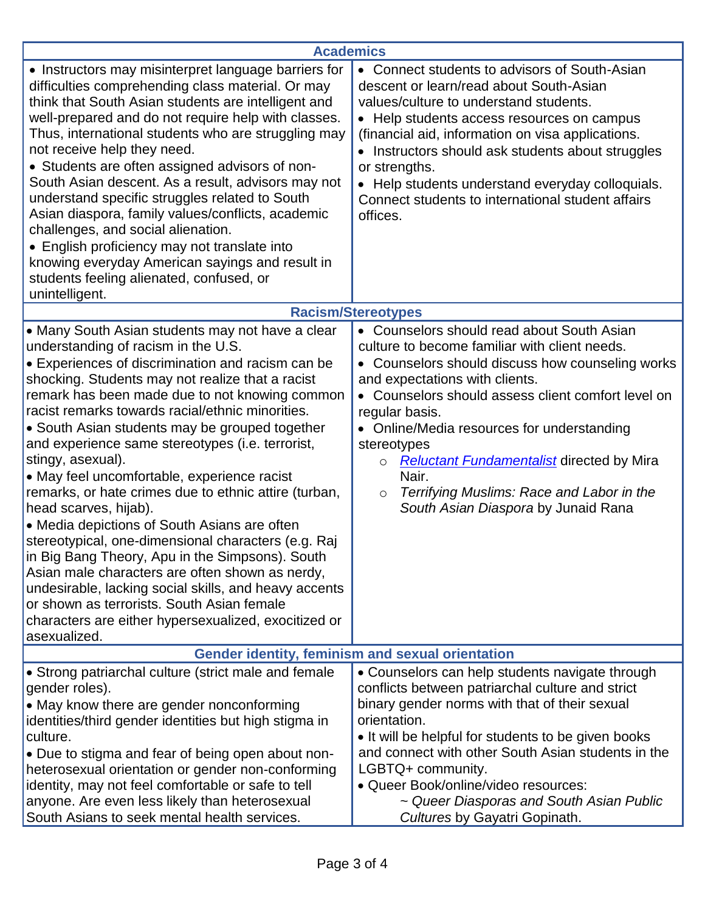| Academics | |
|---|---|
| • Instructors may misinterpret language barriers for difficulties comprehending class material. Or may think that South Asian students are intelligent and well-prepared and do not require help with classes. Thus, international students who are struggling may not receive help they need.<br>• Students are often assigned advisors of non-South Asian descent. As a result, advisors may not understand specific struggles related to South Asian diaspora, family values/conflicts, academic challenges, and social alienation.<br>• English proficiency may not translate into knowing everyday American sayings and result in students feeling alienated, confused, or unintelligent. | • Connect students to advisors of South-Asian descent or learn/read about South-Asian values/culture to understand students.<br>• Help students access resources on campus (financial aid, information on visa applications.<br>• Instructors should ask students about struggles or strengths.<br>• Help students understand everyday colloquials. Connect students to international student affairs offices. |
| **Racism/Stereotypes** | |
| • Many South Asian students may not have a clear understanding of racism in the U.S.<br>• Experiences of discrimination and racism can be shocking. Students may not realize that a racist remark has been made due to not knowing common racist remarks towards racial/ethnic minorities.<br>• South Asian students may be grouped together and experience same stereotypes (i.e. terrorist, stingy, asexual).<br>• May feel uncomfortable, experience racist remarks, or hate crimes due to ethnic attire (turban, head scarves, hijab).<br>• Media depictions of South Asians are often stereotypical, one-dimensional characters (e.g. Raj in Big Bang Theory, Apu in the Simpsons). South Asian male characters are often shown as nerdy, undesirable, lacking social skills, and heavy accents or shown as terrorists. South Asian female characters are either hypersexualized, exocitized or asexualized. | • Counselors should read about South Asian culture to become familiar with client needs.<br>• Counselors should discuss how counseling works and expectations with clients.<br>• Counselors should assess client comfort level on regular basis.<br>• Online/Media resources for understanding stereotypes<br>&nbsp;&nbsp;&nbsp;&nbsp;○ *Reluctant Fundamentalist* directed by Mira Nair.<br>&nbsp;&nbsp;&nbsp;&nbsp;○ *Terrifying Muslims: Race and Labor in the South Asian Diaspora* by Junaid Rana |
| **Gender identity, feminism and sexual orientation** | |
| • Strong patriarchal culture (strict male and female gender roles).<br>• May know there are gender nonconforming identities/third gender identities but high stigma in culture.<br>• Due to stigma and fear of being open about non-heterosexual orientation or gender non-conforming identity, may not feel comfortable or safe to tell anyone. Are even less likely than heterosexual South Asians to seek mental health services. | • Counselors can help students navigate through conflicts between patriarchal culture and strict binary gender norms with that of their sexual orientation.<br>• It will be helpful for students to be given books and connect with other South Asian students in the LGBTQ+ community.<br>• Queer Book/online/video resources:<br>&nbsp;&nbsp;&nbsp;&nbsp;~ *Queer Diasporas and South Asian Public Cultures* by Gayatri Gopinath. |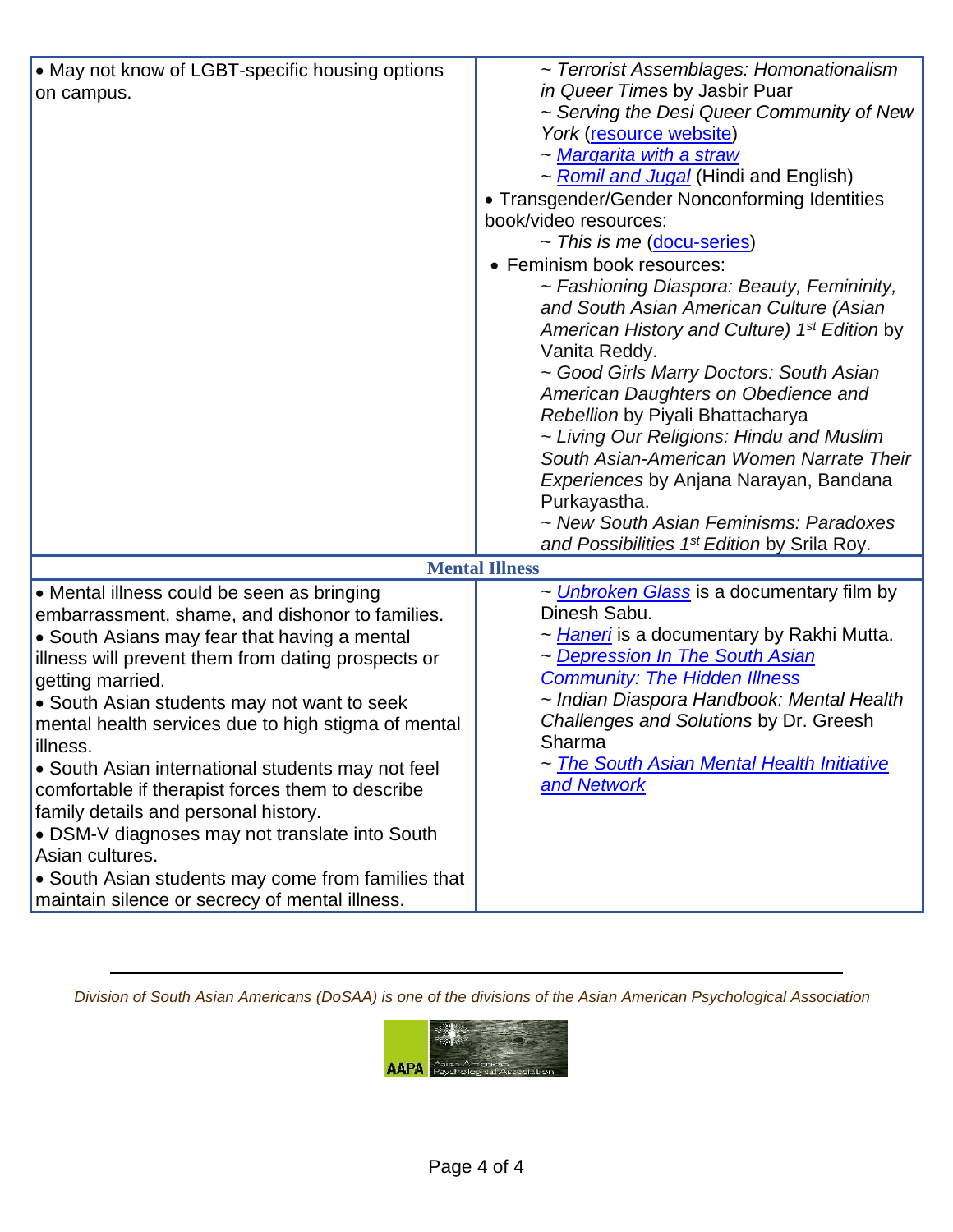| | |
|---|---|
| • May not know of LGBT-specific housing options on campus. | ~ *Terrorist Assemblages: Homonationalism in Queer Times* by Jasbir Puar<br>~ *Serving the Desi Queer Community of New York* (resource website)<br>~ *Margarita with a straw*<br>~ *Romil and Jugal* (Hindi and English)<br>• Transgender/Gender Nonconforming Identities book/video resources:<br>~ *This is me* (docu-series)<br>• Feminism book resources:<br>~ *Fashioning Diaspora: Beauty, Femininity, and South Asian American Culture (Asian American History and Culture) 1st Edition* by Vanita Reddy.<br>~ *Good Girls Marry Doctors: South Asian American Daughters on Obedience and Rebellion* by Piyali Bhattacharya<br>~ *Living Our Religions: Hindu and Muslim South Asian-American Women Narrate Their Experiences* by Anjana Narayan, Bandana Purkayastha.<br>~ *New South Asian Feminisms: Paradoxes and Possibilities 1st Edition* by Srila Roy. |
| **Mental Illness** | |
| • Mental illness could be seen as bringing embarrassment, shame, and dishonor to families.<br>• South Asians may fear that having a mental illness will prevent them from dating prospects or getting married.<br>• South Asian students may not want to seek mental health services due to high stigma of mental illness.<br>• South Asian international students may not feel comfortable if therapist forces them to describe family details and personal history.<br>• DSM-V diagnoses may not translate into South Asian cultures.<br>• South Asian students may come from families that maintain silence or secrecy of mental illness. | ~ *Unbroken Glass* is a documentary film by Dinesh Sabu.<br>~ *Haneri* is a documentary by Rakhi Mutta.<br>~ *Depression In The South Asian Community: The Hidden Illness*<br>~ *Indian Diaspora Handbook: Mental Health Challenges and Solutions* by Dr. Greesh Sharma<br>~ *The South Asian Mental Health Initiative and Network* |

*Division of South Asian Americans (DoSAA) is one of the divisions of the Asian American Psychological Association*

AAPA Asian American Psychological Association